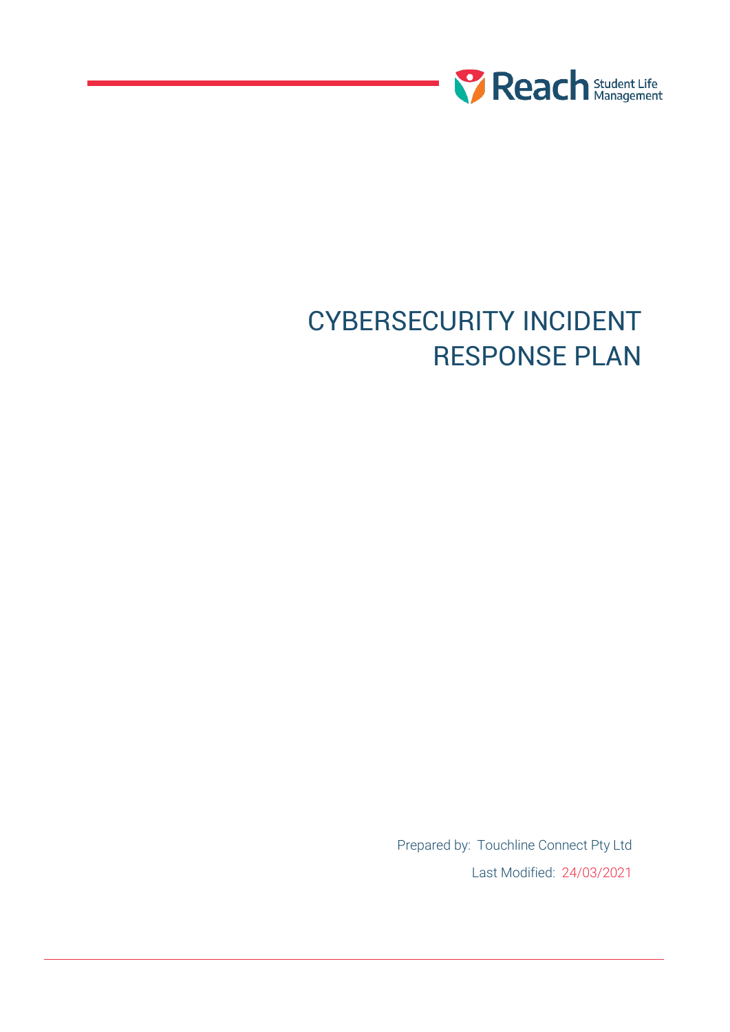Reach Student Life Management

# CYBERSECURITY INCIDENT RESPONSE PLAN

Prepared by: Touchline Connect Pty Ltd

Last Modified: 24/03/2021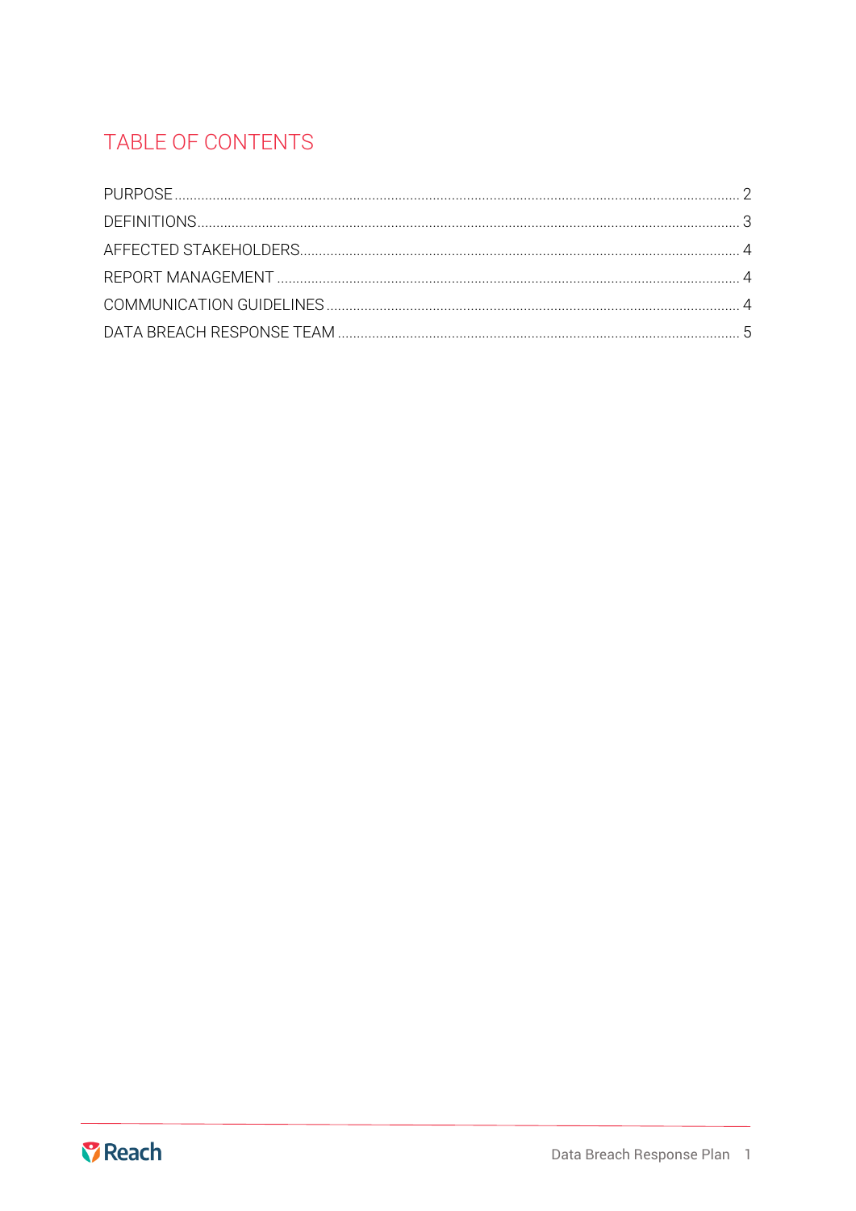# TABLE OF CONTENTS

| | |
|---|---|
| PURPOSE | 2 |
| DEFINITIONS | 3 |
| AFFECTED STAKEHOLDERS | 4 |
| REPORT MANAGEMENT | 4 |
| COMMUNICATION GUIDELINES | 4 |
| DATA BREACH RESPONSE TEAM | 5 |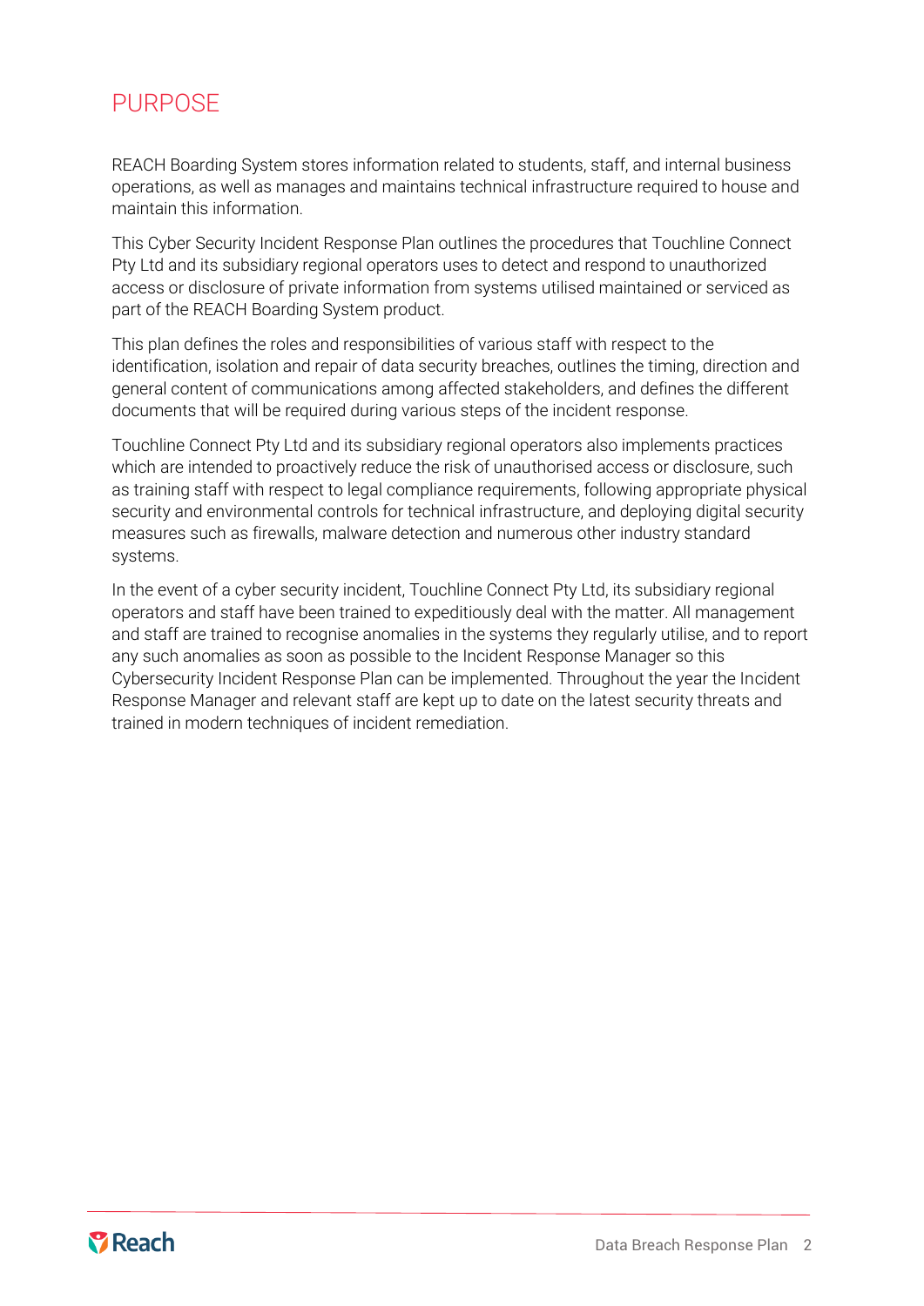# PURPOSE

REACH Boarding System stores information related to students, staff, and internal business operations, as well as manages and maintains technical infrastructure required to house and maintain this information.

This Cyber Security Incident Response Plan outlines the procedures that Touchline Connect Pty Ltd and its subsidiary regional operators uses to detect and respond to unauthorized access or disclosure of private information from systems utilised maintained or serviced as part of the REACH Boarding System product.

This plan defines the roles and responsibilities of various staff with respect to the identification, isolation and repair of data security breaches, outlines the timing, direction and general content of communications among affected stakeholders, and defines the different documents that will be required during various steps of the incident response.

Touchline Connect Pty Ltd and its subsidiary regional operators also implements practices which are intended to proactively reduce the risk of unauthorised access or disclosure, such as training staff with respect to legal compliance requirements, following appropriate physical security and environmental controls for technical infrastructure, and deploying digital security measures such as firewalls, malware detection and numerous other industry standard systems.

In the event of a cyber security incident, Touchline Connect Pty Ltd, its subsidiary regional operators and staff have been trained to expeditiously deal with the matter. All management and staff are trained to recognise anomalies in the systems they regularly utilise, and to report any such anomalies as soon as possible to the Incident Response Manager so this Cybersecurity Incident Response Plan can be implemented. Throughout the year the Incident Response Manager and relevant staff are kept up to date on the latest security threats and trained in modern techniques of incident remediation.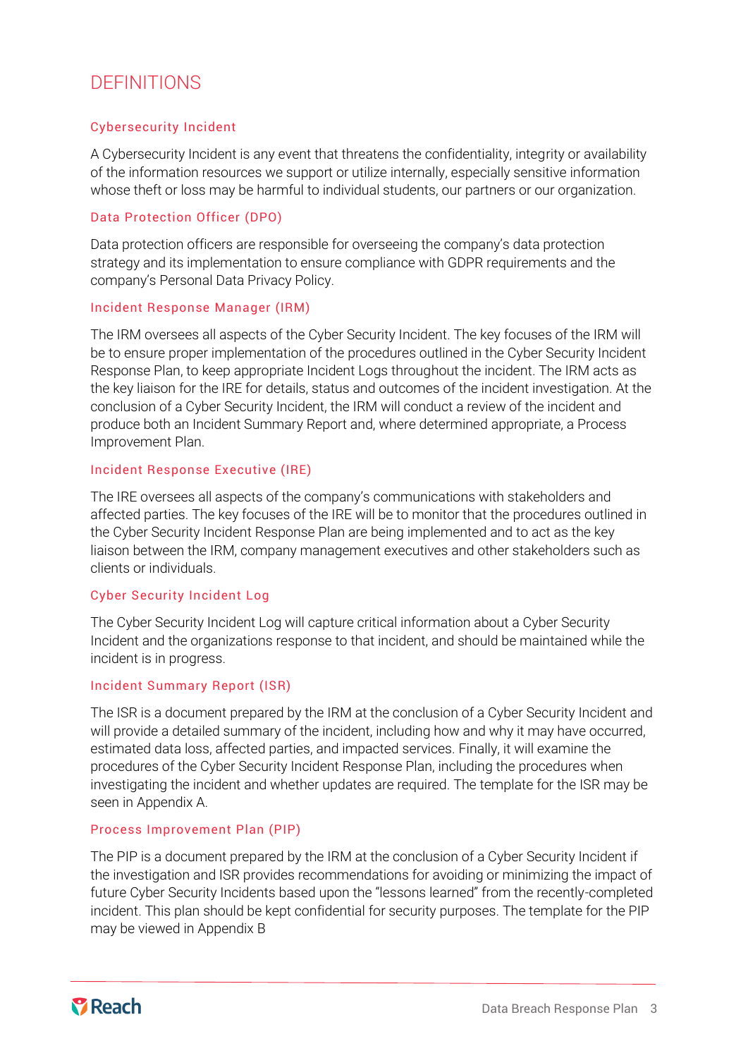# DEFINITIONS

## Cybersecurity Incident

A Cybersecurity Incident is any event that threatens the confidentiality, integrity or availability of the information resources we support or utilize internally, especially sensitive information whose theft or loss may be harmful to individual students, our partners or our organization.

## Data Protection Officer (DPO)

Data protection officers are responsible for overseeing the company's data protection strategy and its implementation to ensure compliance with GDPR requirements and the company's Personal Data Privacy Policy.

## Incident Response Manager (IRM)

The IRM oversees all aspects of the Cyber Security Incident. The key focuses of the IRM will be to ensure proper implementation of the procedures outlined in the Cyber Security Incident Response Plan, to keep appropriate Incident Logs throughout the incident. The IRM acts as the key liaison for the IRE for details, status and outcomes of the incident investigation. At the conclusion of a Cyber Security Incident, the IRM will conduct a review of the incident and produce both an Incident Summary Report and, where determined appropriate, a Process Improvement Plan.

## Incident Response Executive (IRE)

The IRE oversees all aspects of the company's communications with stakeholders and affected parties. The key focuses of the IRE will be to monitor that the procedures outlined in the Cyber Security Incident Response Plan are being implemented and to act as the key liaison between the IRM, company management executives and other stakeholders such as clients or individuals.

## Cyber Security Incident Log

The Cyber Security Incident Log will capture critical information about a Cyber Security Incident and the organizations response to that incident, and should be maintained while the incident is in progress.

## Incident Summary Report (ISR)

The ISR is a document prepared by the IRM at the conclusion of a Cyber Security Incident and will provide a detailed summary of the incident, including how and why it may have occurred, estimated data loss, affected parties, and impacted services. Finally, it will examine the procedures of the Cyber Security Incident Response Plan, including the procedures when investigating the incident and whether updates are required. The template for the ISR may be seen in Appendix A.

## Process Improvement Plan (PIP)

The PIP is a document prepared by the IRM at the conclusion of a Cyber Security Incident if the investigation and ISR provides recommendations for avoiding or minimizing the impact of future Cyber Security Incidents based upon the "lessons learned" from the recently-completed incident. This plan should be kept confidential for security purposes. The template for the PIP may be viewed in Appendix B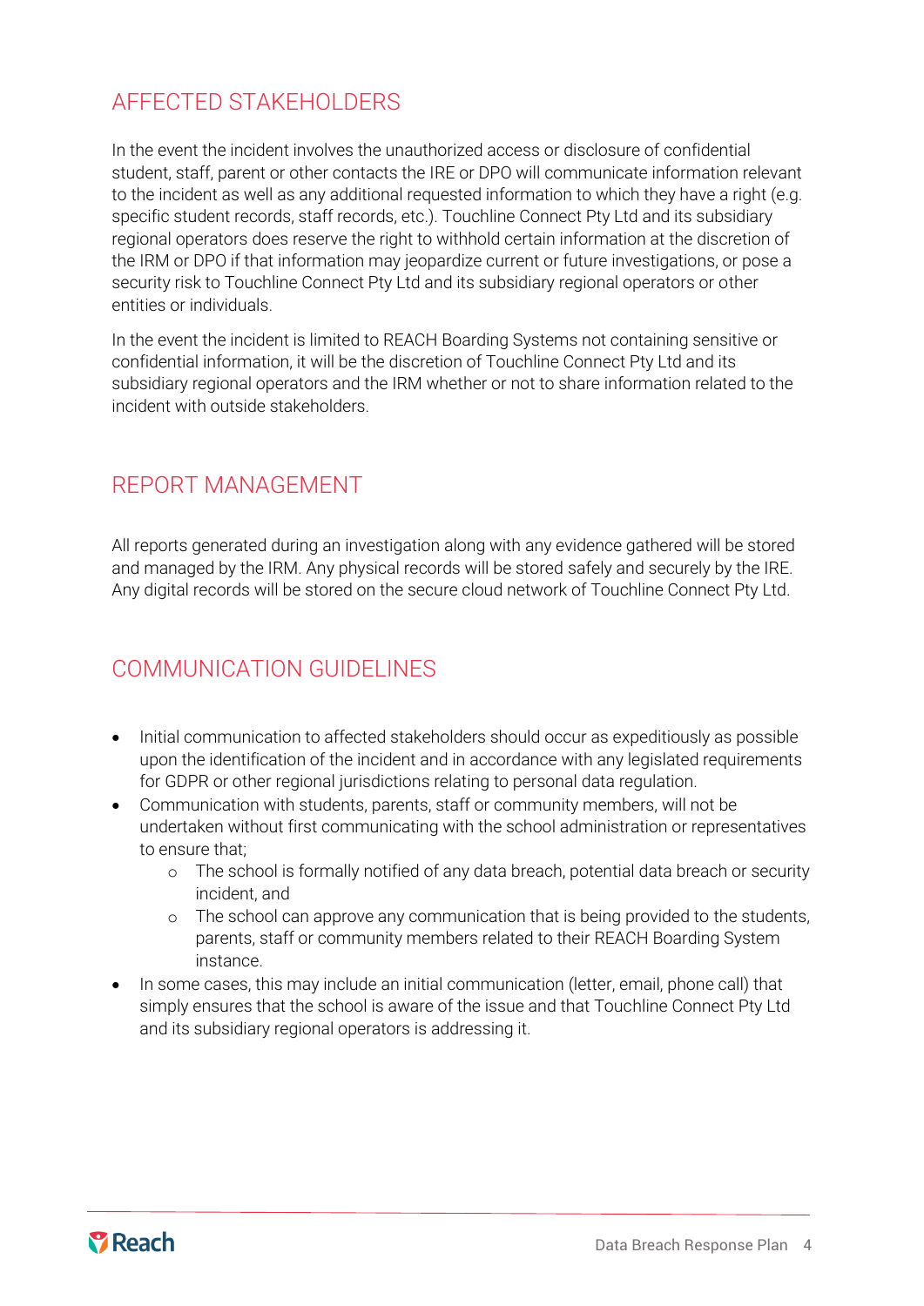## AFFECTED STAKEHOLDERS

In the event the incident involves the unauthorized access or disclosure of confidential student, staff, parent or other contacts the IRE or DPO will communicate information relevant to the incident as well as any additional requested information to which they have a right (e.g. specific student records, staff records, etc.). Touchline Connect Pty Ltd and its subsidiary regional operators does reserve the right to withhold certain information at the discretion of the IRM or DPO if that information may jeopardize current or future investigations, or pose a security risk to Touchline Connect Pty Ltd and its subsidiary regional operators or other entities or individuals.

In the event the incident is limited to REACH Boarding Systems not containing sensitive or confidential information, it will be the discretion of Touchline Connect Pty Ltd and its subsidiary regional operators and the IRM whether or not to share information related to the incident with outside stakeholders.

## REPORT MANAGEMENT

All reports generated during an investigation along with any evidence gathered will be stored and managed by the IRM. Any physical records will be stored safely and securely by the IRE. Any digital records will be stored on the secure cloud network of Touchline Connect Pty Ltd.

## COMMUNICATION GUIDELINES

- Initial communication to affected stakeholders should occur as expeditiously as possible upon the identification of the incident and in accordance with any legislated requirements for GDPR or other regional jurisdictions relating to personal data regulation.
- Communication with students, parents, staff or community members, will not be undertaken without first communicating with the school administration or representatives to ensure that;
    - The school is formally notified of any data breach, potential data breach or security incident, and
    - The school can approve any communication that is being provided to the students, parents, staff or community members related to their REACH Boarding System instance.
- In some cases, this may include an initial communication (letter, email, phone call) that simply ensures that the school is aware of the issue and that Touchline Connect Pty Ltd and its subsidiary regional operators is addressing it.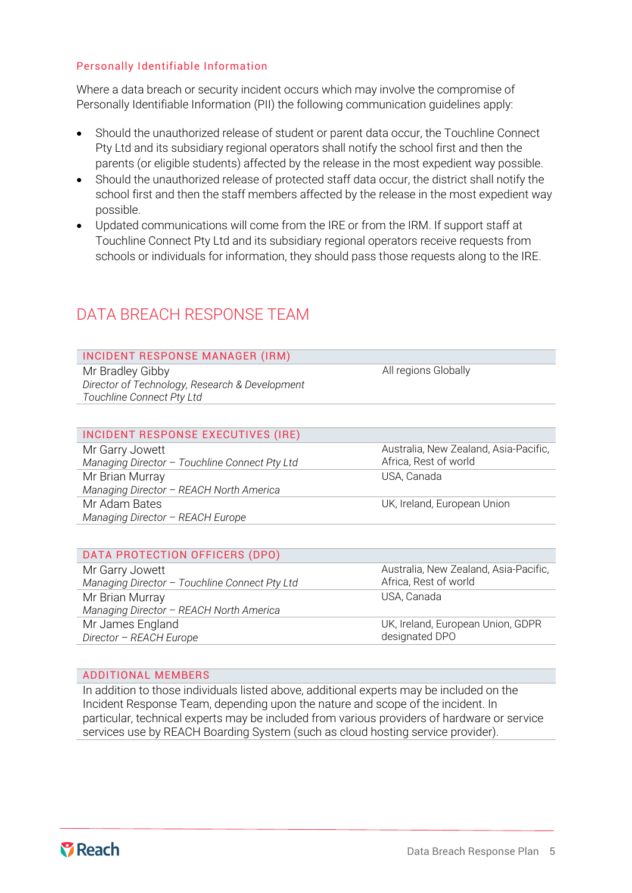### Personally Identifiable Information

Where a data breach or security incident occurs which may involve the compromise of Personally Identifiable Information (PII) the following communication guidelines apply:

- Should the unauthorized release of student or parent data occur, the Touchline Connect Pty Ltd and its subsidiary regional operators shall notify the school first and then the parents (or eligible students) affected by the release in the most expedient way possible.
- Should the unauthorized release of protected staff data occur, the district shall notify the school first and then the staff members affected by the release in the most expedient way possible.
- Updated communications will come from the IRE or from the IRM. If support staff at Touchline Connect Pty Ltd and its subsidiary regional operators receive requests from schools or individuals for information, they should pass those requests along to the IRE.

## DATA BREACH RESPONSE TEAM

| INCIDENT RESPONSE MANAGER (IRM) | |
|---|---|
| Mr Bradley Gibby<br>*Director of Technology, Research & Development*<br>*Touchline Connect Pty Ltd* | All regions Globally |

| INCIDENT RESPONSE EXECUTIVES (IRE) | |
|---|---|
| Mr Garry Jowett<br>*Managing Director – Touchline Connect Pty Ltd* | Australia, New Zealand, Asia-Pacific, Africa, Rest of world |
| Mr Brian Murray<br>*Managing Director – REACH North America* | USA, Canada |
| Mr Adam Bates<br>*Managing Director – REACH Europe* | UK, Ireland, European Union |

| DATA PROTECTION OFFICERS (DPO) | |
|---|---|
| Mr Garry Jowett<br>*Managing Director – Touchline Connect Pty Ltd* | Australia, New Zealand, Asia-Pacific, Africa, Rest of world |
| Mr Brian Murray<br>*Managing Director – REACH North America* | USA, Canada |
| Mr James England<br>*Director – REACH Europe* | UK, Ireland, European Union, GDPR designated DPO |

| ADDITIONAL MEMBERS |
|---|
| In addition to those individuals listed above, additional experts may be included on the Incident Response Team, depending upon the nature and scope of the incident. In particular, technical experts may be included from various providers of hardware or service services use by REACH Boarding System (such as cloud hosting service provider). |